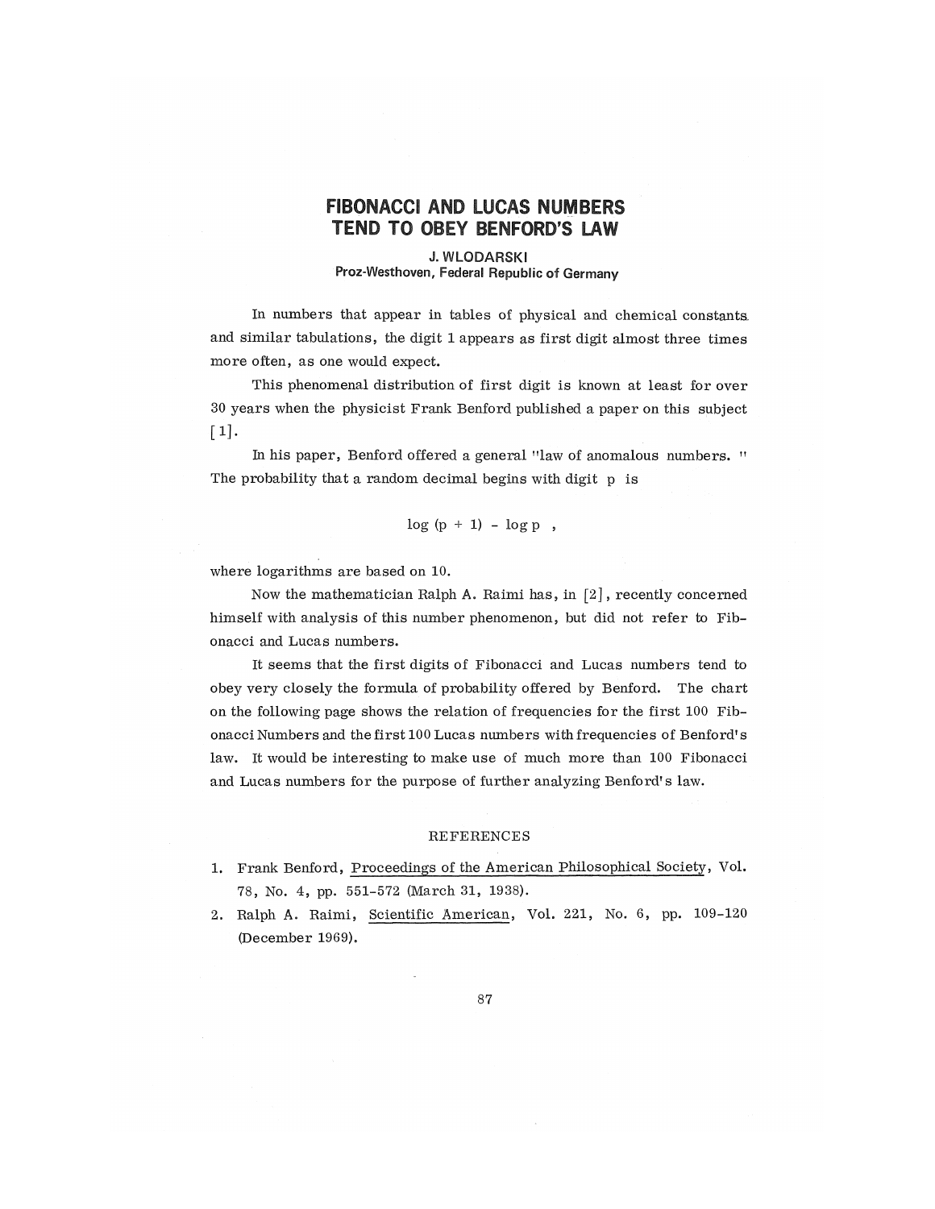# FIBONACCI AND LUCAS NUMBERS TEND TO OBEY BENFORD'S LAW

**J. WLODARSKI**
**Proz-Westhoven, Federal Republic of Germany**

In numbers that appear in tables of physical and chemical constants and similar tabulations, the digit 1 appears as first digit almost three times more often, as one would expect.

This phenomenal distribution of first digit is known at least for over 30 years when the physicist Frank Benford published a paper on this subject [1].

In his paper, Benford offered a general "law of anomalous numbers." The probability that a random decimal begins with digit p is

$$\log (p + 1) - \log p \quad ,$$

where logarithms are based on 10.

Now the mathematician Ralph A. Raimi has, in [2], recently concerned himself with analysis of this number phenomenon, but did not refer to Fibonacci and Lucas numbers.

It seems that the first digits of Fibonacci and Lucas numbers tend to obey very closely the formula of probability offered by Benford. The chart on the following page shows the relation of frequencies for the first 100 Fibonacci Numbers and the first 100 Lucas numbers with frequencies of Benford's law. It would be interesting to make use of much more than 100 Fibonacci and Lucas numbers for the purpose of further analyzing Benford's law.

## REFERENCES

1. Frank Benford, Proceedings of the American Philosophical Society, Vol. 78, No. 4, pp. 551-572 (March 31, 1938).
2. Ralph A. Raimi, Scientific American, Vol. 221, No. 6, pp. 109-120 (December 1969).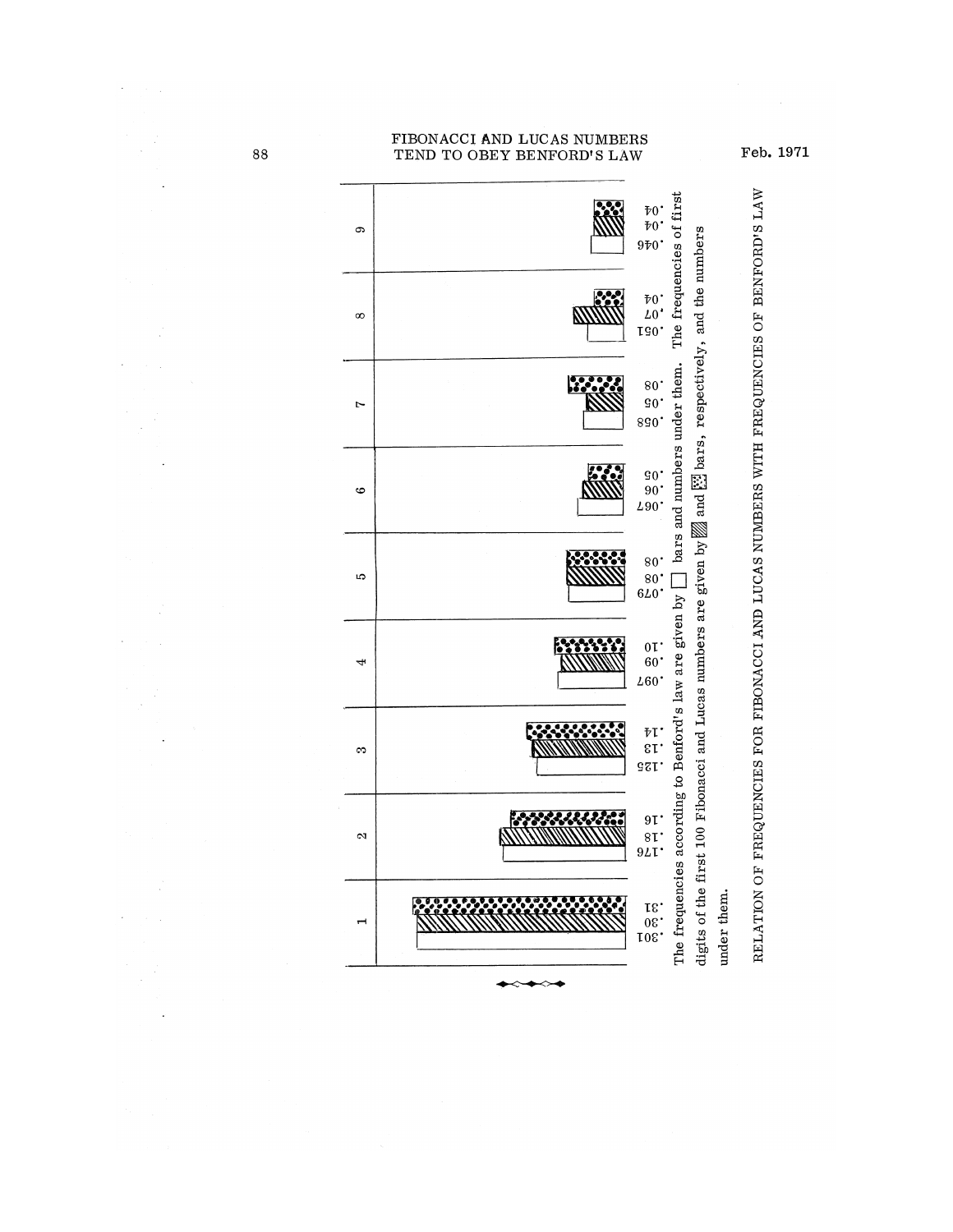1
.301
.30
.31

2
.176
.18
.16

3
.125
.13
.14

4
.097
.09
.10

5
.079
.08
.08

6
.067
.06
.05

7
.058
.05
.08

8
.051
.07
.04

9
.046
.04
.04

The frequencies according to Benford's law are given by □ bars and numbers under them. The frequencies of first digits of the first 100 Fibonacci and Lucas numbers are given by ▨ and ▩ bars, respectively, and the numbers under them.

RELATION OF FREQUENCIES FOR FIBONACCI AND LUCAS NUMBERS WITH FREQUENCIES OF BENFORD'S LAW